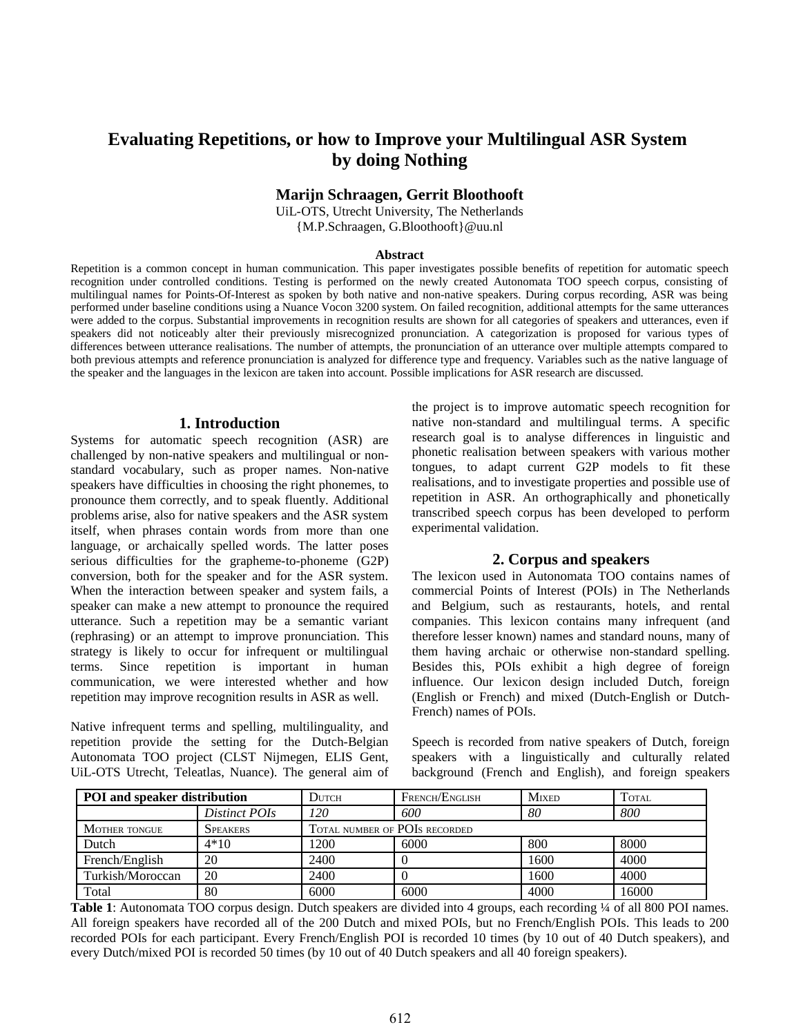# Evaluating Repetitions, or how to Improve your Multilingual ASR System by doing Nothing

**Marijn Schraagen, Gerrit Bloothooft**

UiL-OTS, Utrecht University, The Netherlands

{M.P.Schraagen, G.Bloothooft}@uu.nl

## Abstract

Repetition is a common concept in human communication. This paper investigates possible benefits of repetition for automatic speech recognition under controlled conditions. Testing is performed on the newly created Autonomata TOO speech corpus, consisting of multilingual names for Points-Of-Interest as spoken by both native and non-native speakers. During corpus recording, ASR was being performed under baseline conditions using a Nuance Vocon 3200 system. On failed recognition, additional attempts for the same utterances were added to the corpus. Substantial improvements in recognition results are shown for all categories of speakers and utterances, even if speakers did not noticeably alter their previously misrecognized pronunciation. A categorization is proposed for various types of differences between utterance realisations. The number of attempts, the pronunciation of an utterance over multiple attempts compared to both previous attempts and reference pronunciation is analyzed for difference type and frequency. Variables such as the native language of the speaker and the languages in the lexicon are taken into account. Possible implications for ASR research are discussed.

## 1. Introduction

Systems for automatic speech recognition (ASR) are challenged by non-native speakers and multilingual or non-standard vocabulary, such as proper names. Non-native speakers have difficulties in choosing the right phonemes, to pronounce them correctly, and to speak fluently. Additional problems arise, also for native speakers and the ASR system itself, when phrases contain words from more than one language, or archaically spelled words. The latter poses serious difficulties for the grapheme-to-phoneme (G2P) conversion, both for the speaker and for the ASR system. When the interaction between speaker and system fails, a speaker can make a new attempt to pronounce the required utterance. Such a repetition may be a semantic variant (rephrasing) or an attempt to improve pronunciation. This strategy is likely to occur for infrequent or multilingual terms. Since repetition is important in human communication, we were interested whether and how repetition may improve recognition results in ASR as well.

Native infrequent terms and spelling, multilinguality, and repetition provide the setting for the Dutch-Belgian Autonomata TOO project (CLST Nijmegen, ELIS Gent, UiL-OTS Utrecht, Teleatlas, Nuance). The general aim of the project is to improve automatic speech recognition for native non-standard and multilingual terms. A specific research goal is to analyse differences in linguistic and phonetic realisation between speakers with various mother tongues, to adapt current G2P models to fit these realisations, and to investigate properties and possible use of repetition in ASR. An orthographically and phonetically transcribed speech corpus has been developed to perform experimental validation.

## 2. Corpus and speakers

The lexicon used in Autonomata TOO contains names of commercial Points of Interest (POIs) in The Netherlands and Belgium, such as restaurants, hotels, and rental companies. This lexicon contains many infrequent (and therefore lesser known) names and standard nouns, many of them having archaic or otherwise non-standard spelling. Besides this, POIs exhibit a high degree of foreign influence. Our lexicon design included Dutch, foreign (English or French) and mixed (Dutch-English or Dutch-French) names of POIs.

Speech is recorded from native speakers of Dutch, foreign speakers with a linguistically and culturally related background (French and English), and foreign speakers

| **POI and speaker distribution** | | DUTCH | FRENCH/ENGLISH | MIXED | TOTAL |
|---|---|---|---|---|---|
| | *Distinct POIs* | *120* | *600* | *80* | *800* |
| MOTHER TONGUE | SPEAKERS | TOTAL NUMBER OF POIS RECORDED | | | |
| Dutch | 4*10 | 1200 | 6000 | 800 | 8000 |
| French/English | 20 | 2400 | 0 | 1600 | 4000 |
| Turkish/Moroccan | 20 | 2400 | 0 | 1600 | 4000 |
| Total | 80 | 6000 | 6000 | 4000 | 16000 |

**Table 1**: Autonomata TOO corpus design. Dutch speakers are divided into 4 groups, each recording ¼ of all 800 POI names. All foreign speakers have recorded all of the 200 Dutch and mixed POIs, but no French/English POIs. This leads to 200 recorded POIs for each participant. Every French/English POI is recorded 10 times (by 10 out of 40 Dutch speakers), and every Dutch/mixed POI is recorded 50 times (by 10 out of 40 Dutch speakers and all 40 foreign speakers).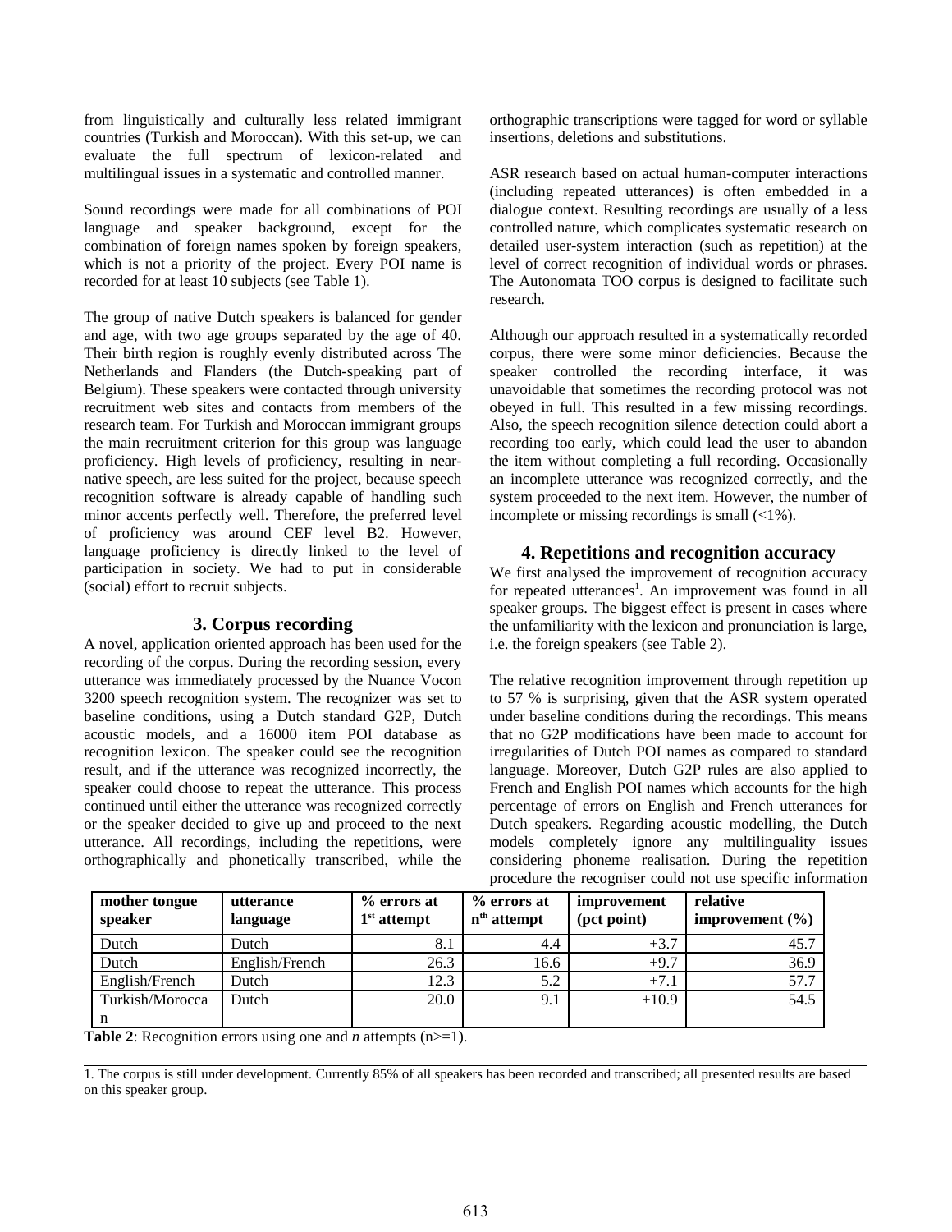from linguistically and culturally less related immigrant countries (Turkish and Moroccan). With this set-up, we can evaluate the full spectrum of lexicon-related and multilingual issues in a systematic and controlled manner.

Sound recordings were made for all combinations of POI language and speaker background, except for the combination of foreign names spoken by foreign speakers, which is not a priority of the project. Every POI name is recorded for at least 10 subjects (see Table 1).

The group of native Dutch speakers is balanced for gender and age, with two age groups separated by the age of 40. Their birth region is roughly evenly distributed across The Netherlands and Flanders (the Dutch-speaking part of Belgium). These speakers were contacted through university recruitment web sites and contacts from members of the research team. For Turkish and Moroccan immigrant groups the main recruitment criterion for this group was language proficiency. High levels of proficiency, resulting in near-native speech, are less suited for the project, because speech recognition software is already capable of handling such minor accents perfectly well. Therefore, the preferred level of proficiency was around CEF level B2. However, language proficiency is directly linked to the level of participation in society. We had to put in considerable (social) effort to recruit subjects.

## 3. Corpus recording

A novel, application oriented approach has been used for the recording of the corpus. During the recording session, every utterance was immediately processed by the Nuance Vocon 3200 speech recognition system. The recognizer was set to baseline conditions, using a Dutch standard G2P, Dutch acoustic models, and a 16000 item POI database as recognition lexicon. The speaker could see the recognition result, and if the utterance was recognized incorrectly, the speaker could choose to repeat the utterance. This process continued until either the utterance was recognized correctly or the speaker decided to give up and proceed to the next utterance. All recordings, including the repetitions, were orthographically and phonetically transcribed, while the orthographic transcriptions were tagged for word or syllable insertions, deletions and substitutions.

ASR research based on actual human-computer interactions (including repeated utterances) is often embedded in a dialogue context. Resulting recordings are usually of a less controlled nature, which complicates systematic research on detailed user-system interaction (such as repetition) at the level of correct recognition of individual words or phrases. The Autonomata TOO corpus is designed to facilitate such research.

Although our approach resulted in a systematically recorded corpus, there were some minor deficiencies. Because the speaker controlled the recording interface, it was unavoidable that sometimes the recording protocol was not obeyed in full. This resulted in a few missing recordings. Also, the speech recognition silence detection could abort a recording too early, which could lead the user to abandon the item without completing a full recording. Occasionally an incomplete utterance was recognized correctly, and the system proceeded to the next item. However, the number of incomplete or missing recordings is small (<1%).

## 4. Repetitions and recognition accuracy

We first analysed the improvement of recognition accuracy for repeated utterances[1]. An improvement was found in all speaker groups. The biggest effect is present in cases where the unfamiliarity with the lexicon and pronunciation is large, i.e. the foreign speakers (see Table 2).

The relative recognition improvement through repetition up to 57 % is surprising, given that the ASR system operated under baseline conditions during the recordings. This means that no G2P modifications have been made to account for irregularities of Dutch POI names as compared to standard language. Moreover, Dutch G2P rules are also applied to French and English POI names which accounts for the high percentage of errors on English and French utterances for Dutch speakers. Regarding acoustic modelling, the Dutch models completely ignore any multilinguality issues considering phoneme realisation. During the repetition procedure the recogniser could not use specific information

| mother tongue speaker | utterance language | % errors at 1st attempt | % errors at nth attempt | improvement (pct point) | relative improvement (%) |
|---|---|---|---|---|---|
| Dutch | Dutch | 8.1 | 4.4 | +3.7 | 45.7 |
| Dutch | English/French | 26.3 | 16.6 | +9.7 | 36.9 |
| English/French | Dutch | 12.3 | 5.2 | +7.1 | 57.7 |
| Turkish/Moroccan | Dutch | 20.0 | 9.1 | +10.9 | 54.5 |

**Table 2**: Recognition errors using one and *n* attempts (n>=1).

1. The corpus is still under development. Currently 85% of all speakers has been recorded and transcribed; all presented results are based on this speaker group.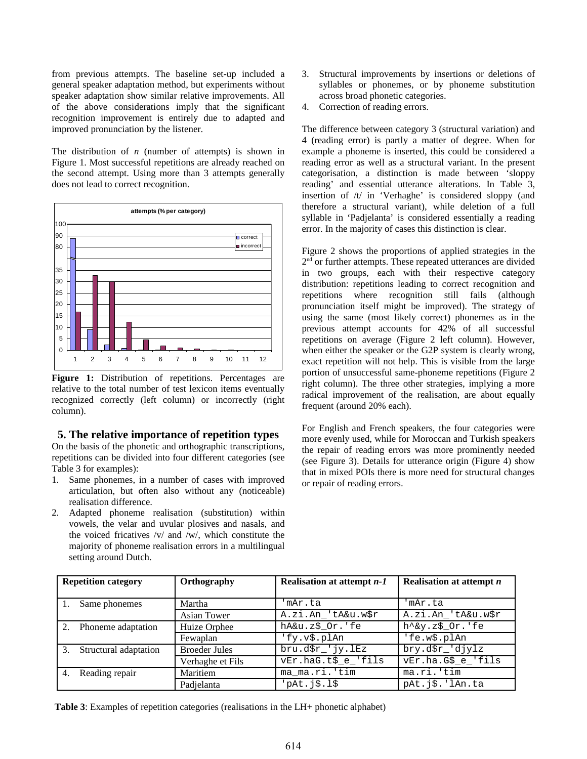from previous attempts. The baseline set-up included a general speaker adaptation method, but experiments without speaker adaptation show similar relative improvements. All of the above considerations imply that the significant recognition improvement is entirely due to adapted and improved pronunciation by the listener.

The distribution of *n* (number of attempts) is shown in Figure 1. Most successful repetitions are already reached on the second attempt. Using more than 3 attempts generally does not lead to correct recognition.

**Figure 1:** Distribution of repetitions. Percentages are relative to the total number of test lexicon items eventually recognized correctly (left column) or incorrectly (right column).

## 5. The relative importance of repetition types

On the basis of the phonetic and orthographic transcriptions, repetitions can be divided into four different categories (see Table 3 for examples):

1. Same phonemes, in a number of cases with improved articulation, but often also without any (noticeable) realisation difference.
2. Adapted phoneme realisation (substitution) within vowels, the velar and uvular plosives and nasals, and the voiced fricatives /v/ and /w/, which constitute the majority of phoneme realisation errors in a multilingual setting around Dutch.
3. Structural improvements by insertions or deletions of syllables or phonemes, or by phoneme substitution across broad phonetic categories.
4. Correction of reading errors.

The difference between category 3 (structural variation) and 4 (reading error) is partly a matter of degree. When for example a phoneme is inserted, this could be considered a reading error as well as a structural variant. In the present categorisation, a distinction is made between 'sloppy reading' and essential utterance alterations. In Table 3, insertion of /t/ in 'Verhaghe' is considered sloppy (and therefore a structural variant), while deletion of a full syllable in 'Padjelanta' is considered essentially a reading error. In the majority of cases this distinction is clear.

Figure 2 shows the proportions of applied strategies in the 2[nd] or further attempts. These repeated utterances are divided in two groups, each with their respective category distribution: repetitions leading to correct recognition and repetitions where recognition still fails (although pronunciation itself might be improved). The strategy of using the same (most likely correct) phonemes as in the previous attempt accounts for 42% of all successful repetitions on average (Figure 2 left column). However, when either the speaker or the G2P system is clearly wrong, exact repetition will not help. This is visible from the large portion of unsuccessful same-phoneme repetitions (Figure 2 right column). The three other strategies, implying a more radical improvement of the realisation, are about equally frequent (around 20% each).

For English and French speakers, the four categories were more evenly used, while for Moroccan and Turkish speakers the repair of reading errors was more prominently needed (see Figure 3). Details for utterance origin (Figure 4) show that in mixed POIs there is more need for structural changes or repair of reading errors.

| Repetition category | Orthography | Realisation at attempt *n-1* | Realisation at attempt *n* |
|---|---|---|---|
| 1. Same phonemes | Martha | 'mAr.ta | 'mAr.ta |
| | Asian Tower | A.zi.An_'tA&u.w$r | A.zi.An_'tA&u.w$r |
| 2. Phoneme adaptation | Huize Orphee | hA&u.z$_Or.'fe | h^&y.z$_Or.'fe |
| | Fewaplan | 'fy.v$.plAn | 'fe.w$.plAn |
| 3. Structural adaptation | Broeder Jules | bru.d$r_'jy.lEz | bry.d$r_'djylz |
| | Verhaghe et Fils | vEr.haG.t$_e_'fils | vEr.ha.G$_e_'fils |
| 4. Reading repair | Maritiem | ma_ma.ri.'tim | ma.ri.'tim |
| | Padjelanta | 'pAt.j$.l$ | pAt.j$.'lAn.ta |

**Table 3**: Examples of repetition categories (realisations in the LH+ phonetic alphabet)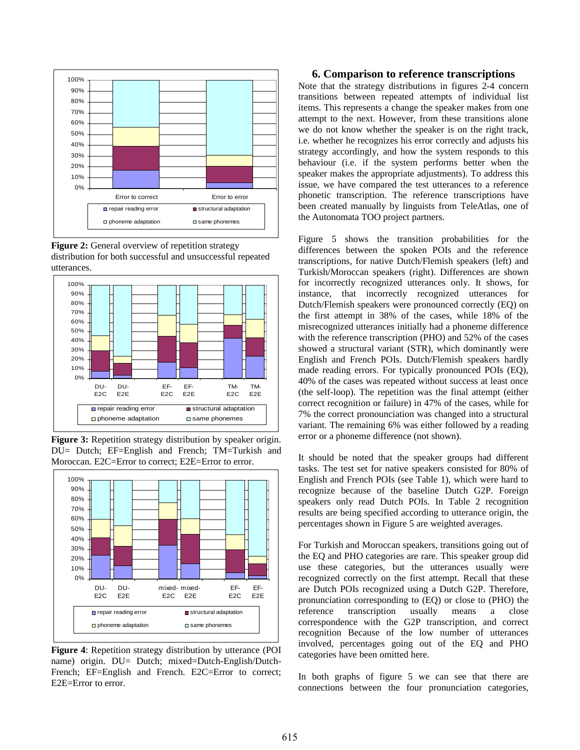**Figure 2:** General overview of repetition strategy distribution for both successful and unsuccessful repeated utterances.

**Figure 3:** Repetition strategy distribution by speaker origin. DU= Dutch; EF=English and French; TM=Turkish and Moroccan. E2C=Error to correct; E2E=Error to error.

**Figure 4**: Repetition strategy distribution by utterance (POI name) origin. DU= Dutch; mixed=Dutch-English/Dutch-French; EF=English and French. E2C=Error to correct; E2E=Error to error.

## 6. Comparison to reference transcriptions

Note that the strategy distributions in figures 2-4 concern transitions between repeated attempts of individual list items. This represents a change the speaker makes from one attempt to the next. However, from these transitions alone we do not know whether the speaker is on the right track, i.e. whether he recognizes his error correctly and adjusts his strategy accordingly, and how the system responds to this behaviour (i.e. if the system performs better when the speaker makes the appropriate adjustments). To address this issue, we have compared the test utterances to a reference phonetic transcription. The reference transcriptions have been created manually by linguists from TeleAtlas, one of the Autonomata TOO project partners.

Figure 5 shows the transition probabilities for the differences between the spoken POIs and the reference transcriptions, for native Dutch/Flemish speakers (left) and Turkish/Moroccan speakers (right). Differences are shown for incorrectly recognized utterances only. It shows, for instance, that incorrectly recognized utterances for Dutch/Flemish speakers were pronounced correctly (EQ) on the first attempt in 38% of the cases, while 18% of the misrecognized utterances initially had a phoneme difference with the reference transcription (PHO) and 52% of the cases showed a structural variant (STR), which dominantly were English and French POIs. Dutch/Flemish speakers hardly made reading errors. For typically pronounced POIs (EQ), 40% of the cases was repeated without success at least once (the self-loop). The repetition was the final attempt (either correct recognition or failure) in 47% of the cases, while for 7% the correct pronounciation was changed into a structural variant. The remaining 6% was either followed by a reading error or a phoneme difference (not shown).

It should be noted that the speaker groups had different tasks. The test set for native speakers consisted for 80% of English and French POIs (see Table 1), which were hard to recognize because of the baseline Dutch G2P. Foreign speakers only read Dutch POIs. In Table 2 recognition results are being specified according to utterance origin, the percentages shown in Figure 5 are weighted averages.

For Turkish and Moroccan speakers, transitions going out of the EQ and PHO categories are rare. This speaker group did use these categories, but the utterances usually were recognized correctly on the first attempt. Recall that these are Dutch POIs recognized using a Dutch G2P. Therefore, pronunciation corresponding to (EQ) or close to (PHO) the reference transcription usually means a close correspondence with the G2P transcription, and correct recognition Because of the low number of utterances involved, percentages going out of the EQ and PHO categories have been omitted here.

In both graphs of figure 5 we can see that there are connections between the four pronunciation categories,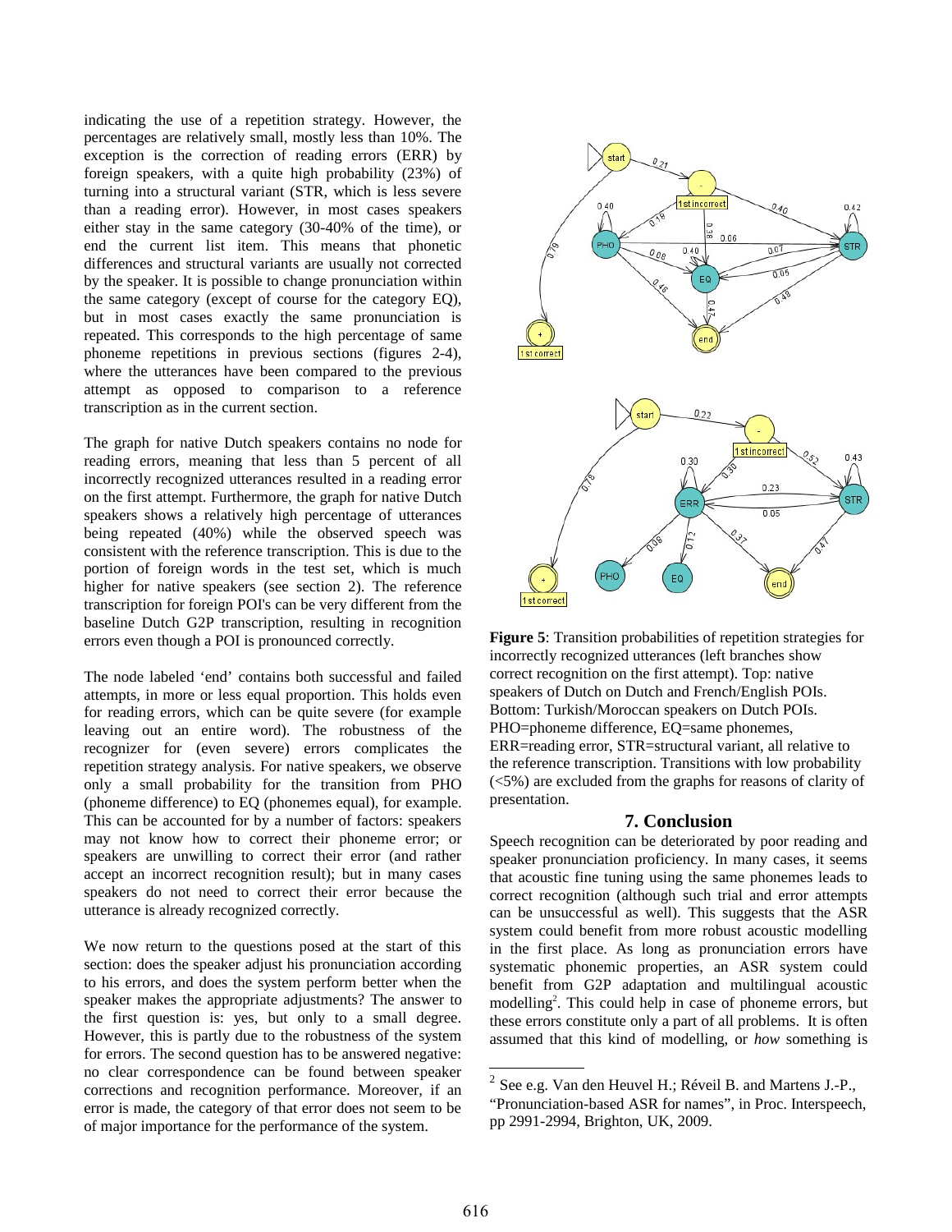indicating the use of a repetition strategy. However, the percentages are relatively small, mostly less than 10%. The exception is the correction of reading errors (ERR) by foreign speakers, with a quite high probability (23%) of turning into a structural variant (STR, which is less severe than a reading error). However, in most cases speakers either stay in the same category (30-40% of the time), or end the current list item. This means that phonetic differences and structural variants are usually not corrected by the speaker. It is possible to change pronunciation within the same category (except of course for the category EQ), but in most cases exactly the same pronunciation is repeated. This corresponds to the high percentage of same phoneme repetitions in previous sections (figures 2-4), where the utterances have been compared to the previous attempt as opposed to comparison to a reference transcription as in the current section.

The graph for native Dutch speakers contains no node for reading errors, meaning that less than 5 percent of all incorrectly recognized utterances resulted in a reading error on the first attempt. Furthermore, the graph for native Dutch speakers shows a relatively high percentage of utterances being repeated (40%) while the observed speech was consistent with the reference transcription. This is due to the portion of foreign words in the test set, which is much higher for native speakers (see section 2). The reference transcription for foreign POI's can be very different from the baseline Dutch G2P transcription, resulting in recognition errors even though a POI is pronounced correctly.

The node labeled 'end' contains both successful and failed attempts, in more or less equal proportion. This holds even for reading errors, which can be quite severe (for example leaving out an entire word). The robustness of the recognizer for (even severe) errors complicates the repetition strategy analysis. For native speakers, we observe only a small probability for the transition from PHO (phoneme difference) to EQ (phonemes equal), for example. This can be accounted for by a number of factors: speakers may not know how to correct their phoneme error; or speakers are unwilling to correct their error (and rather accept an incorrect recognition result); but in many cases speakers do not need to correct their error because the utterance is already recognized correctly.

We now return to the questions posed at the start of this section: does the speaker adjust his pronunciation according to his errors, and does the system perform better when the speaker makes the appropriate adjustments? The answer to the first question is: yes, but only to a small degree. However, this is partly due to the robustness of the system for errors. The second question has to be answered negative: no clear correspondence can be found between speaker corrections and recognition performance. Moreover, if an error is made, the category of that error does not seem to be of major importance for the performance of the system.

**Figure 5**: Transition probabilities of repetition strategies for incorrectly recognized utterances (left branches show correct recognition on the first attempt). Top: native speakers of Dutch on Dutch and French/English POIs. Bottom: Turkish/Moroccan speakers on Dutch POIs. PHO=phoneme difference, EQ=same phonemes, ERR=reading error, STR=structural variant, all relative to the reference transcription. Transitions with low probability (<5%) are excluded from the graphs for reasons of clarity of presentation.

## 7. Conclusion

Speech recognition can be deteriorated by poor reading and speaker pronunciation proficiency. In many cases, it seems that acoustic fine tuning using the same phonemes leads to correct recognition (although such trial and error attempts can be unsuccessful as well). This suggests that the ASR system could benefit from more robust acoustic modelling in the first place. As long as pronunciation errors have systematic phonemic properties, an ASR system could benefit from G2P adaptation and multilingual acoustic modelling[2]. This could help in case of phoneme errors, but these errors constitute only a part of all problems. It is often assumed that this kind of modelling, or *how* something is

[2] See e.g. Van den Heuvel H.; Réveil B. and Martens J.-P., "Pronunciation-based ASR for names", in Proc. Interspeech, pp 2991-2994, Brighton, UK, 2009.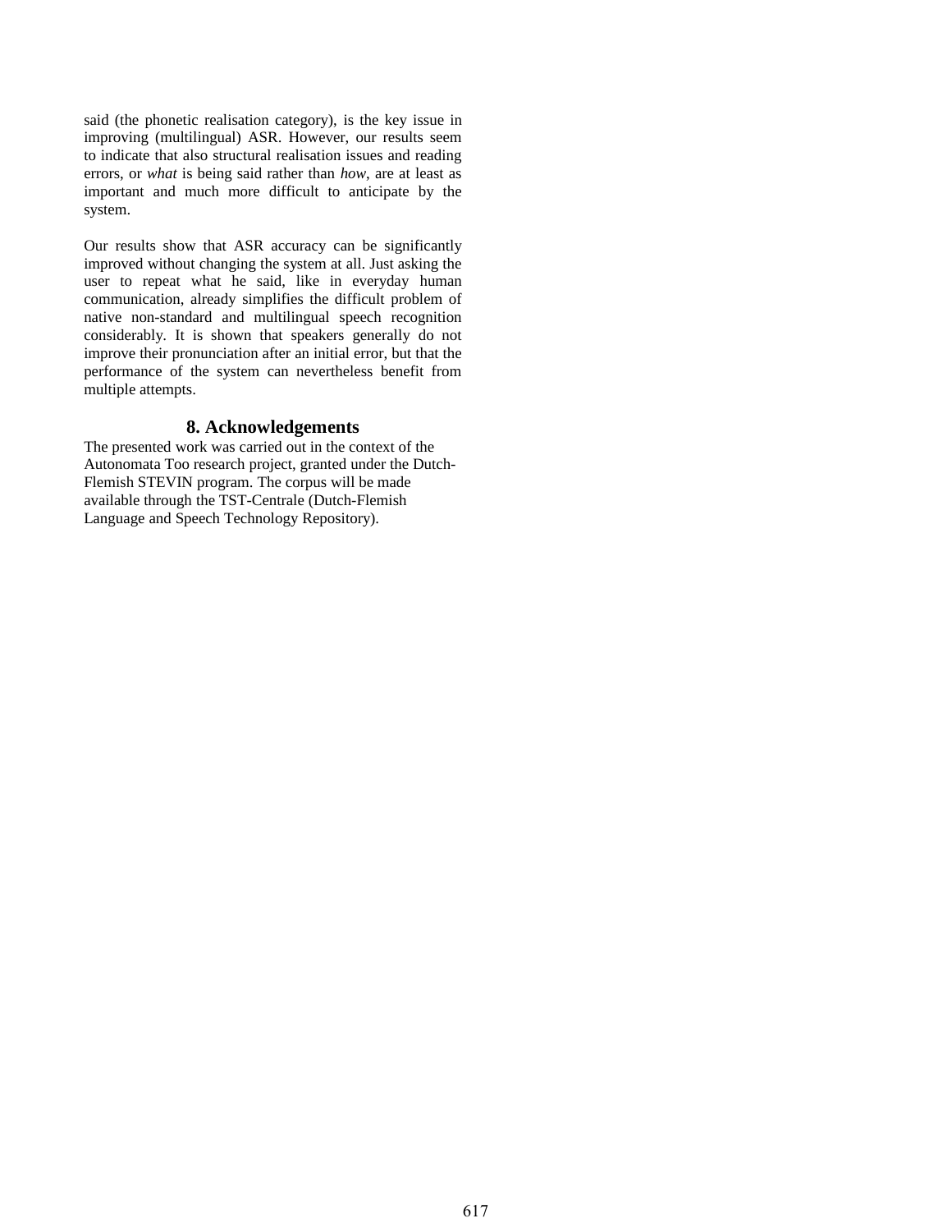said (the phonetic realisation category), is the key issue in improving (multilingual) ASR. However, our results seem to indicate that also structural realisation issues and reading errors, or *what* is being said rather than *how*, are at least as important and much more difficult to anticipate by the system.

Our results show that ASR accuracy can be significantly improved without changing the system at all. Just asking the user to repeat what he said, like in everyday human communication, already simplifies the difficult problem of native non-standard and multilingual speech recognition considerably. It is shown that speakers generally do not improve their pronunciation after an initial error, but that the performance of the system can nevertheless benefit from multiple attempts.

## 8. Acknowledgements

The presented work was carried out in the context of the Autonomata Too research project, granted under the Dutch-Flemish STEVIN program. The corpus will be made available through the TST-Centrale (Dutch-Flemish Language and Speech Technology Repository).